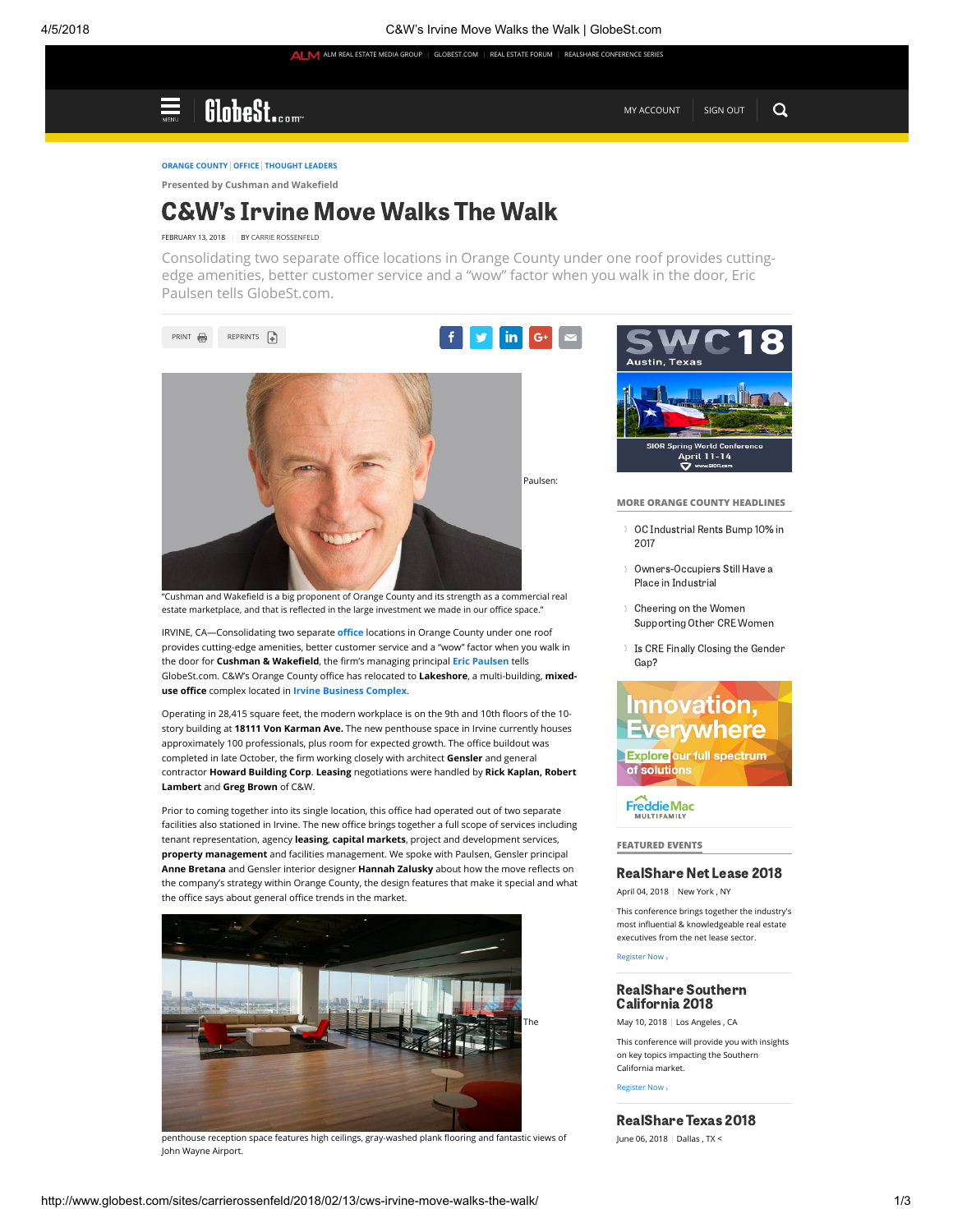ORANGE COUNTY | OFFICE | THOUGHT LEADERS

Presented by Cushman and Wakefield

# C&W's Irvine Move Walks The Walk

FEBRUARY 13, 2018 | BY CARRIE ROSSENFELD

Consolidating two separate office locations in Orange County under one roof provides cutting-edge amenities, better customer service and a "wow" factor when you walk in the door, Eric Paulsen tells GlobeSt.com.

PRINT REPRINTS

Paulsen: "Cushman and Wakefield is a big proponent of Orange County and its strength as a commercial real estate marketplace, and that is reflected in the large investment we made in our office space."

IRVINE, CA—Consolidating two separate office locations in Orange County under one roof provides cutting-edge amenities, better customer service and a "wow" factor when you walk in the door for **Cushman & Wakefield**, the firm's managing principal **Eric Paulsen** tells GlobeSt.com. C&W's Orange County office has relocated to **Lakeshore**, a multi-building, **mixed-use office** complex located in **Irvine Business Complex**.

Operating in 28,415 square feet, the modern workplace is on the 9th and 10th floors of the 10-story building at **18111 Von Karman Ave.** The new penthouse space in Irvine currently houses approximately 100 professionals, plus room for expected growth. The office buildout was completed in late October, the firm working closely with architect **Gensler** and general contractor **Howard Building Corp**. **Leasing** negotiations were handled by **Rick Kaplan, Robert Lambert** and **Greg Brown** of C&W.

Prior to coming together into its single location, this office had operated out of two separate facilities also stationed in Irvine. The new office brings together a full scope of services including tenant representation, agency **leasing**, **capital markets**, project and development services, **property management** and facilities management. We spoke with Paulsen, Gensler principal **Anne Bretana** and Gensler interior designer **Hannah Zalusky** about how the move reflects on the company's strategy within Orange County, the design features that make it special and what the office says about general office trends in the market.

The penthouse reception space features high ceilings, gray-washed plank flooring and fantastic views of John Wayne Airport.

SWC18 Austin, Texas — SIOR Spring World Conference April 11–14 www.SIOR.com

## MORE ORANGE COUNTY HEADLINES

- OC Industrial Rents Bump 10% in 2017
- Owners-Occupiers Still Have a Place in Industrial
- Cheering on the Women Supporting Other CRE Women
- Is CRE Finally Closing the Gender Gap?

Innovation, Everywhere — Explore our full spectrum of solutions — Freddie Mac Multifamily

## FEATURED EVENTS

### RealShare Net Lease 2018

April 04, 2018 | New York , NY

This conference brings together the industry's most influential & knowledgeable real estate executives from the net lease sector.

Register Now ›

### RealShare Southern California 2018

May 10, 2018 | Los Angeles , CA

This conference will provide you with insights on key topics impacting the Southern California market.

Register Now ›

### RealShare Texas 2018

June 06, 2018 | Dallas , TX <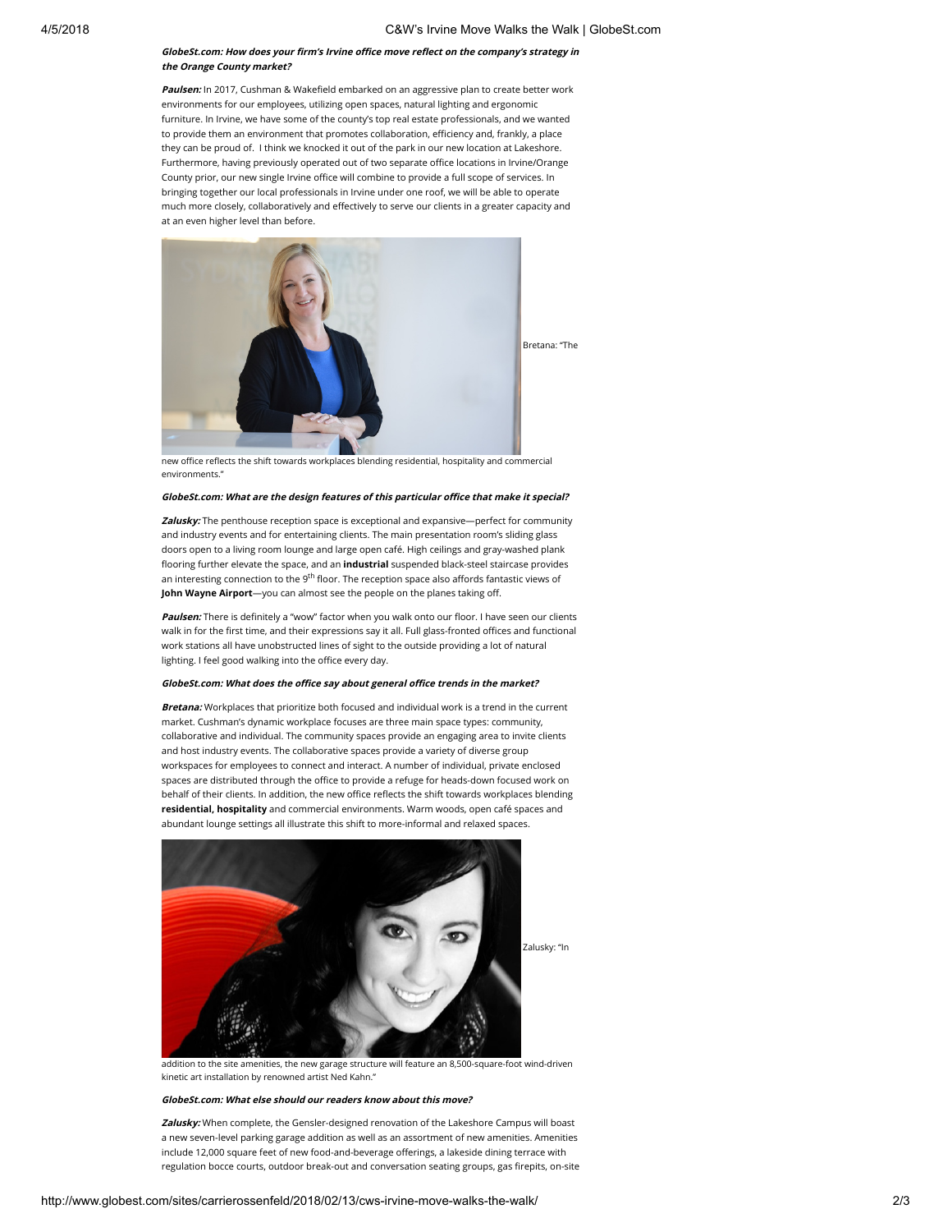***GlobeSt.com: How does your firm's Irvine office move reflect on the company's strategy in the Orange County market?***

***Paulsen:*** In 2017, Cushman & Wakefield embarked on an aggressive plan to create better work environments for our employees, utilizing open spaces, natural lighting and ergonomic furniture. In Irvine, we have some of the county's top real estate professionals, and we wanted to provide them an environment that promotes collaboration, efficiency and, frankly, a place they can be proud of. I think we knocked it out of the park in our new location at Lakeshore. Furthermore, having previously operated out of two separate office locations in Irvine/Orange County prior, our new single Irvine office will combine to provide a full scope of services. In bringing together our local professionals in Irvine under one roof, we will be able to operate much more closely, collaboratively and effectively to serve our clients in a greater capacity and at an even higher level than before.

Bretana: "The new office reflects the shift towards workplaces blending residential, hospitality and commercial environments."

***GlobeSt.com: What are the design features of this particular office that make it special?***

***Zalusky:*** The penthouse reception space is exceptional and expansive—perfect for community and industry events and for entertaining clients. The main presentation room's sliding glass doors open to a living room lounge and large open café. High ceilings and gray-washed plank flooring further elevate the space, and an **industrial** suspended black-steel staircase provides an interesting connection to the 9th floor. The reception space also affords fantastic views of **John Wayne Airport**—you can almost see the people on the planes taking off.

***Paulsen:*** There is definitely a "wow" factor when you walk onto our floor. I have seen our clients walk in for the first time, and their expressions say it all. Full glass-fronted offices and functional work stations all have unobstructed lines of sight to the outside providing a lot of natural lighting. I feel good walking into the office every day.

***GlobeSt.com: What does the office say about general office trends in the market?***

***Bretana:*** Workplaces that prioritize both focused and individual work is a trend in the current market. Cushman's dynamic workplace focuses are three main space types: community, collaborative and individual. The community spaces provide an engaging area to invite clients and host industry events. The collaborative spaces provide a variety of diverse group workspaces for employees to connect and interact. A number of individual, private enclosed spaces are distributed through the office to provide a refuge for heads-down focused work on behalf of their clients. In addition, the new office reflects the shift towards workplaces blending **residential, hospitality** and commercial environments. Warm woods, open café spaces and abundant lounge settings all illustrate this shift to more-informal and relaxed spaces.

Zalusky: "In addition to the site amenities, the new garage structure will feature an 8,500-square-foot wind-driven kinetic art installation by renowned artist Ned Kahn."

***GlobeSt.com: What else should our readers know about this move?***

***Zalusky:*** When complete, the Gensler-designed renovation of the Lakeshore Campus will boast a new seven-level parking garage addition as well as an assortment of new amenities. Amenities include 12,000 square feet of new food-and-beverage offerings, a lakeside dining terrace with regulation bocce courts, outdoor break-out and conversation seating groups, gas firepits, on-site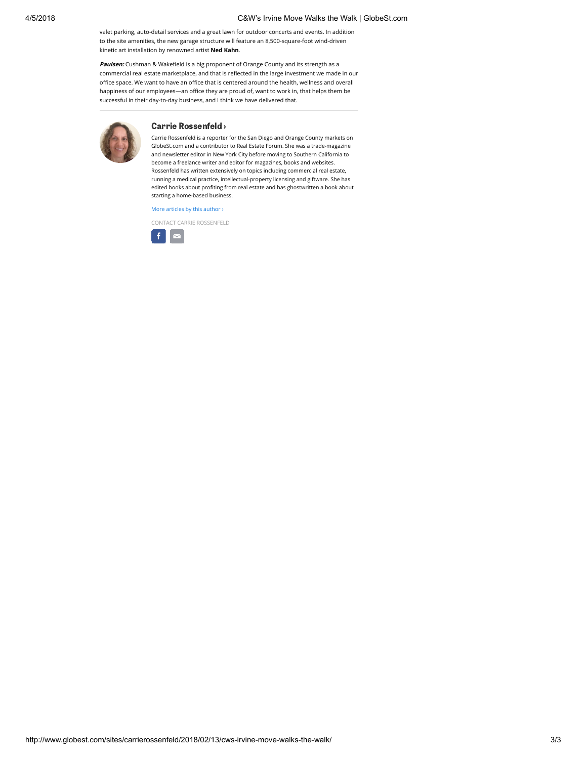valet parking, auto-detail services and a great lawn for outdoor concerts and events. In addition to the site amenities, the new garage structure will feature an 8,500-square-foot wind-driven kinetic art installation by renowned artist **Ned Kahn**.

***Paulsen:*** Cushman & Wakefield is a big proponent of Orange County and its strength as a commercial real estate marketplace, and that is reflected in the large investment we made in our office space. We want to have an office that is centered around the health, wellness and overall happiness of our employees—an office they are proud of, want to work in, that helps them be successful in their day-to-day business, and I think we have delivered that.

---

### Carrie Rossenfeld ›

Carrie Rossenfeld is a reporter for the San Diego and Orange County markets on GlobeSt.com and a contributor to Real Estate Forum. She was a trade-magazine and newsletter editor in New York City before moving to Southern California to become a freelance writer and editor for magazines, books and websites. Rossenfeld has written extensively on topics including commercial real estate, running a medical practice, intellectual-property licensing and giftware. She has edited books about profiting from real estate and has ghostwritten a book about starting a home-based business.

More articles by this author ›

CONTACT CARRIE ROSSENFELD